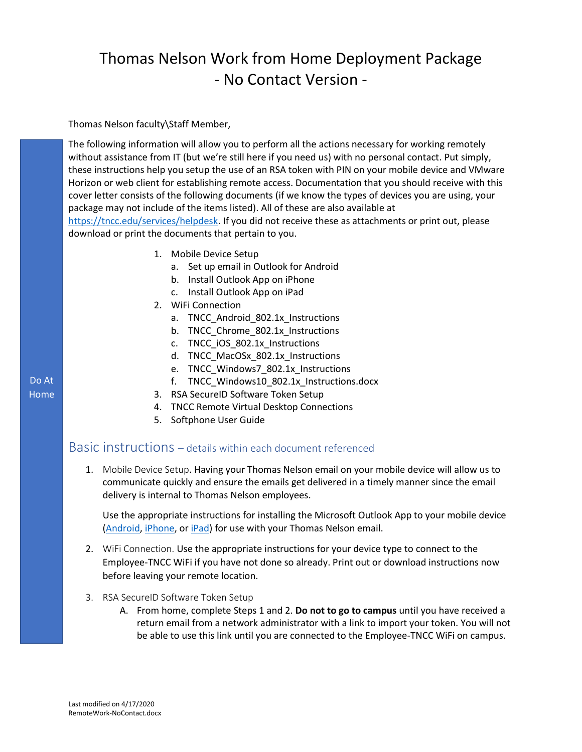# Thomas Nelson Work from Home Deployment Package
## - No Contact Version -

Thomas Nelson faculty\Staff Member,

Do At Home

The following information will allow you to perform all the actions necessary for working remotely without assistance from IT (but we're still here if you need us) with no personal contact. Put simply, these instructions help you setup the use of an RSA token with PIN on your mobile device and VMware Horizon or web client for establishing remote access. Documentation that you should receive with this cover letter consists of the following documents (if we know the types of devices you are using, your package may not include of the items listed). All of these are also available at https://tncc.edu/services/helpdesk. If you did not receive these as attachments or print out, please download or print the documents that pertain to you.

1. Mobile Device Setup
   a. Set up email in Outlook for Android
   b. Install Outlook App on iPhone
   c. Install Outlook App on iPad
2. WiFi Connection
   a. TNCC_Android_802.1x_Instructions
   b. TNCC_Chrome_802.1x_Instructions
   c. TNCC_iOS_802.1x_Instructions
   d. TNCC_MacOSx_802.1x_Instructions
   e. TNCC_Windows7_802.1x_Instructions
   f. TNCC_Windows10_802.1x_Instructions.docx
3. RSA SecureID Software Token Setup
4. TNCC Remote Virtual Desktop Connections
5. Softphone User Guide

## Basic instructions – details within each document referenced

1. Mobile Device Setup. Having your Thomas Nelson email on your mobile device will allow us to communicate quickly and ensure the emails get delivered in a timely manner since the email delivery is internal to Thomas Nelson employees.

   Use the appropriate instructions for installing the Microsoft Outlook App to your mobile device (Android, iPhone, or iPad) for use with your Thomas Nelson email.

2. WiFi Connection. Use the appropriate instructions for your device type to connect to the Employee-TNCC WiFi if you have not done so already. Print out or download instructions now before leaving your remote location.

3. RSA SecureID Software Token Setup
   A. From home, complete Steps 1 and 2. **Do not to go to campus** until you have received a return email from a network administrator with a link to import your token. You will not be able to use this link until you are connected to the Employee-TNCC WiFi on campus.

Last modified on 4/17/2020
RemoteWork-NoContact.docx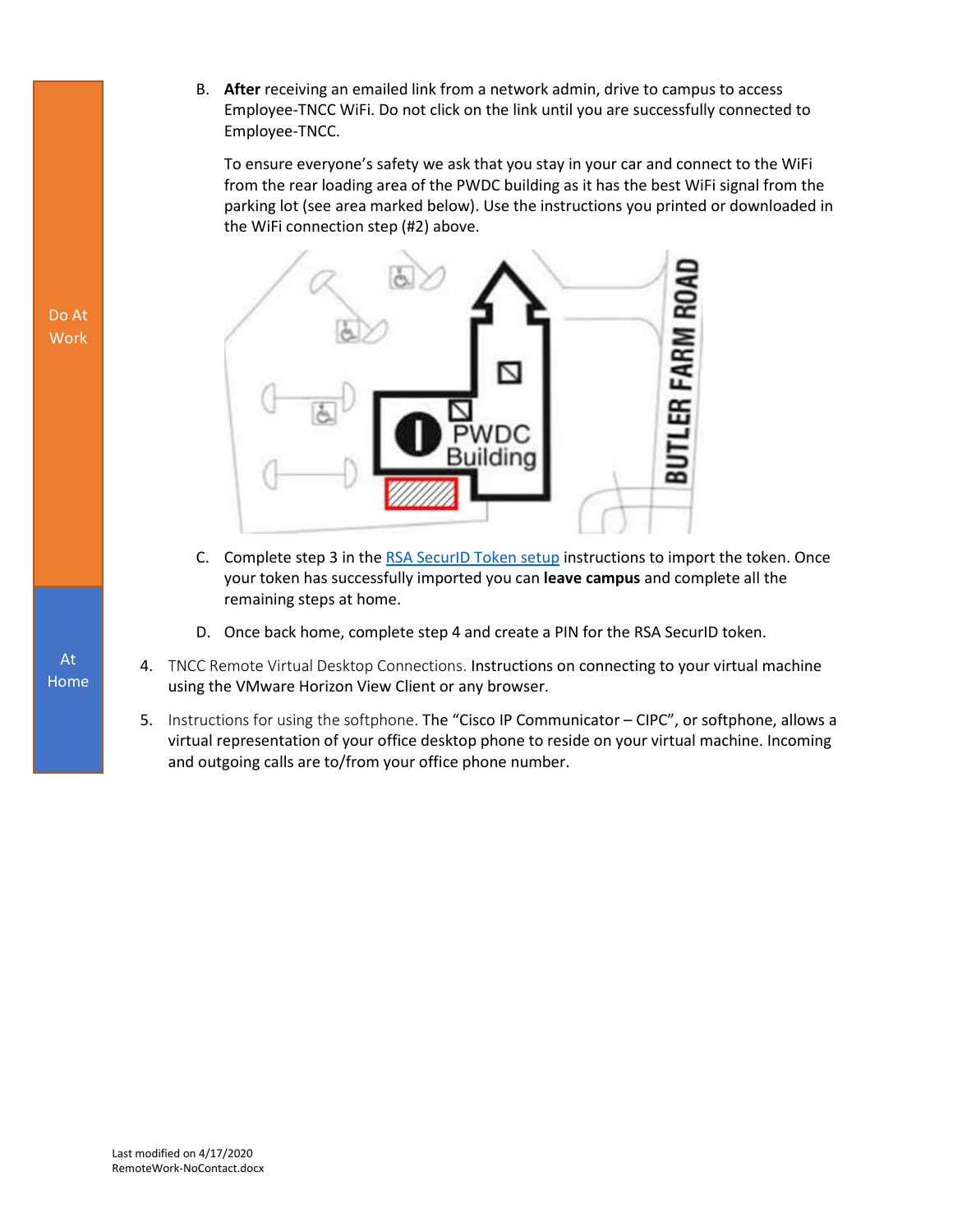Do At Work

B. **After** receiving an emailed link from a network admin, drive to campus to access Employee-TNCC WiFi. Do not click on the link until you are successfully connected to Employee-TNCC.

   To ensure everyone's safety we ask that you stay in your car and connect to the WiFi from the rear loading area of the PWDC building as it has the best WiFi signal from the parking lot (see area marked below). Use the instructions you printed or downloaded in the WiFi connection step (#2) above.

PWDC Building

BUTLER FARM ROAD

C. Complete step 3 in the RSA SecurID Token setup instructions to import the token. Once your token has successfully imported you can **leave campus** and complete all the remaining steps at home.

D. Once back home, complete step 4 and create a PIN for the RSA SecurID token.

At Home

4. TNCC Remote Virtual Desktop Connections. Instructions on connecting to your virtual machine using the VMware Horizon View Client or any browser.

5. Instructions for using the softphone. The "Cisco IP Communicator – CIPC", or softphone, allows a virtual representation of your office desktop phone to reside on your virtual machine. Incoming and outgoing calls are to/from your office phone number.

Last modified on 4/17/2020
RemoteWork-NoContact.docx